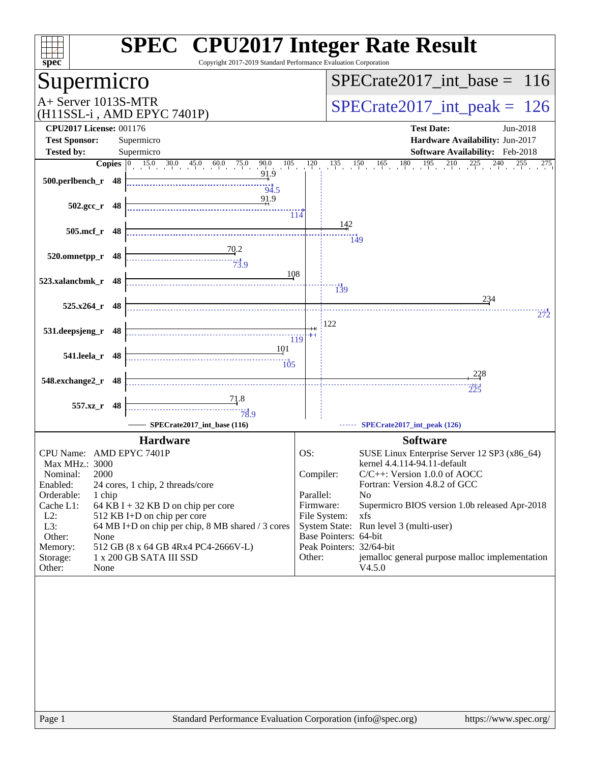# SPEC CPU2017 Integer Rate Result

Copyright 2017-2019 Standard Performance Evaluation Corporation

## Supermicro

A+ Server 1013S-MTR
(H11SSL-i , AMD EPYC 7401P)

SPECrate2017_int_base = 116

SPECrate2017_int_peak = 126

**CPU2017 License:** 001176
**Test Sponsor:** Supermicro
**Tested by:** Supermicro

**Test Date:** Jun-2018
**Hardware Availability:** Jun-2017
**Software Availability:** Feb-2018

| Benchmark | Copies | Base | Peak |
|---|---|---|---|
| 500.perlbench_r | 48 | 91.9 | 94.5 |
| 502.gcc_r | 48 | 91.9 | 114 |
| 505.mcf_r | 48 | 142 | 149 |
| 520.omnetpp_r | 48 | 70.2 | 73.9 |
| 523.xalancbmk_r | 48 | 108 | 139 |
| 525.x264_r | 48 | 234 | 272 |
| 531.deepsjeng_r | 48 | 122 | 119 |
| 541.leela_r | 48 | 101 | 105 |
| 548.exchange2_r | 48 | 228 | 225 |
| 557.xz_r | 48 | 71.8 | 78.9 |

SPECrate2017_int_base (116) ------ SPECrate2017_int_peak (126)

### Hardware

| | |
|---|---|
| CPU Name: | AMD EPYC 7401P |
| Max MHz.: | 3000 |
| Nominal: | 2000 |
| Enabled: | 24 cores, 1 chip, 2 threads/core |
| Orderable: | 1 chip |
| Cache L1: | 64 KB I + 32 KB D on chip per core |
| L2: | 512 KB I+D on chip per core |
| L3: | 64 MB I+D on chip per chip, 8 MB shared / 3 cores |
| Other: | None |
| Memory: | 512 GB (8 x 64 GB 4Rx4 PC4-2666V-L) |
| Storage: | 1 x 200 GB SATA III SSD |
| Other: | None |

### Software

| | |
|---|---|
| OS: | SUSE Linux Enterprise Server 12 SP3 (x86_64) kernel 4.4.114-94.11-default |
| Compiler: | C/C++: Version 1.0.0 of AOCC Fortran: Version 4.8.2 of GCC |
| Parallel: | No |
| Firmware: | Supermicro BIOS version 1.0b released Apr-2018 |
| File System: | xfs |
| System State: | Run level 3 (multi-user) |
| Base Pointers: | 64-bit |
| Peak Pointers: | 32/64-bit |
| Other: | jemalloc general purpose malloc implementation V4.5.0 |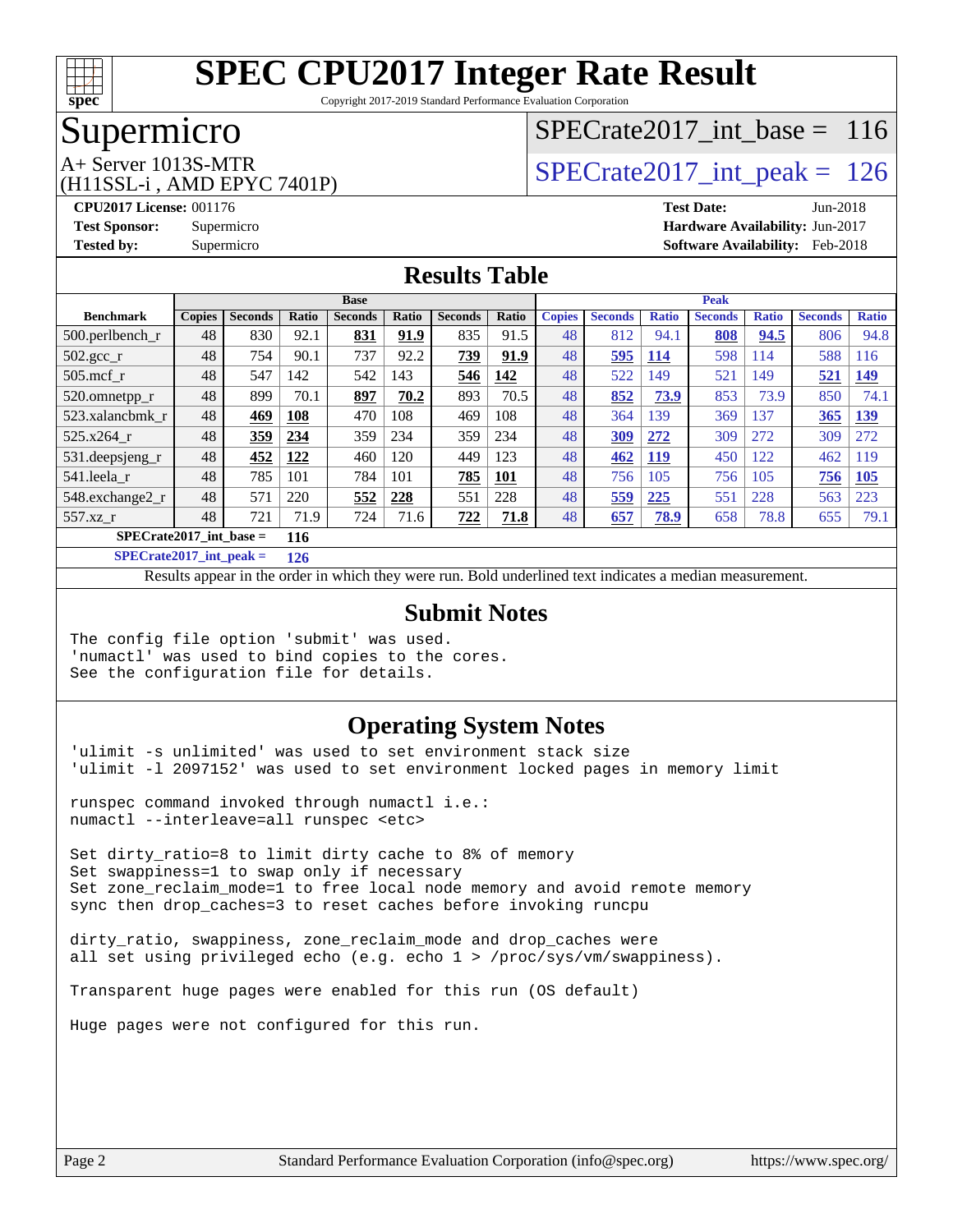# SPEC CPU2017 Integer Rate Result

Copyright 2017-2019 Standard Performance Evaluation Corporation

## Supermicro

A+ Server 1013S-MTR
(H11SSL-i , AMD EPYC 7401P)

SPECrate2017_int_base = 116

SPECrate2017_int_peak = 126

**CPU2017 License:** 001176
**Test Sponsor:** Supermicro
**Tested by:** Supermicro

**Test Date:** Jun-2018
**Hardware Availability:** Jun-2017
**Software Availability:** Feb-2018

## Results Table

| | Base | | | | | | | Peak | | | | | | |
|---|---|---|---|---|---|---|---|---|---|---|---|---|---|---|
| **Benchmark** | **Copies** | **Seconds** | **Ratio** | **Seconds** | **Ratio** | **Seconds** | **Ratio** | **Copies** | **Seconds** | **Ratio** | **Seconds** | **Ratio** | **Seconds** | **Ratio** |
| 500.perlbench_r | 48 | 830 | 92.1 | **831** | **91.9** | 835 | 91.5 | 48 | 812 | 94.1 | **808** | **94.5** | 806 | 94.8 |
| 502.gcc_r | 48 | 754 | 90.1 | 737 | 92.2 | **739** | **91.9** | 48 | **595** | **114** | 598 | 114 | 588 | 116 |
| 505.mcf_r | 48 | 547 | 142 | 542 | 143 | **546** | **142** | 48 | 522 | 149 | 521 | 149 | **521** | **149** |
| 520.omnetpp_r | 48 | 899 | 70.1 | **897** | **70.2** | 893 | 70.5 | 48 | **852** | **73.9** | 853 | 73.9 | 850 | 74.1 |
| 523.xalancbmk_r | 48 | **469** | **108** | 470 | 108 | 469 | 108 | 48 | 364 | 139 | 369 | 137 | **365** | **139** |
| 525.x264_r | 48 | **359** | **234** | 359 | 234 | 359 | 234 | 48 | **309** | **272** | 309 | 272 | 309 | 272 |
| 531.deepsjeng_r | 48 | **452** | **122** | 460 | 120 | 449 | 123 | 48 | **462** | **119** | 450 | 122 | 462 | 119 |
| 541.leela_r | 48 | 785 | 101 | 784 | 101 | **785** | **101** | 48 | 756 | 105 | 756 | 105 | **756** | **105** |
| 548.exchange2_r | 48 | 571 | 220 | **552** | **228** | 551 | 228 | 48 | **559** | **225** | 551 | 228 | 563 | 223 |
| 557.xz_r | 48 | 721 | 71.9 | 724 | 71.6 | **722** | **71.8** | 48 | **657** | **78.9** | 658 | 78.8 | 655 | 79.1 |

**SPECrate2017_int_base =** **116**

**SPECrate2017_int_peak =** **126**

Results appear in the order in which they were run. Bold underlined text indicates a median measurement.

## Submit Notes

```
The config file option 'submit' was used.
'numactl' was used to bind copies to the cores.
See the configuration file for details.
```

## Operating System Notes

```
'ulimit -s unlimited' was used to set environment stack size
'ulimit -l 2097152' was used to set environment locked pages in memory limit

runspec command invoked through numactl i.e.:
numactl --interleave=all runspec <etc>

Set dirty_ratio=8 to limit dirty cache to 8% of memory
Set swappiness=1 to swap only if necessary
Set zone_reclaim_mode=1 to free local node memory and avoid remote memory
sync then drop_caches=3 to reset caches before invoking runcpu

dirty_ratio, swappiness, zone_reclaim_mode and drop_caches were
all set using privileged echo (e.g. echo 1 > /proc/sys/vm/swappiness).

Transparent huge pages were enabled for this run (OS default)

Huge pages were not configured for this run.
```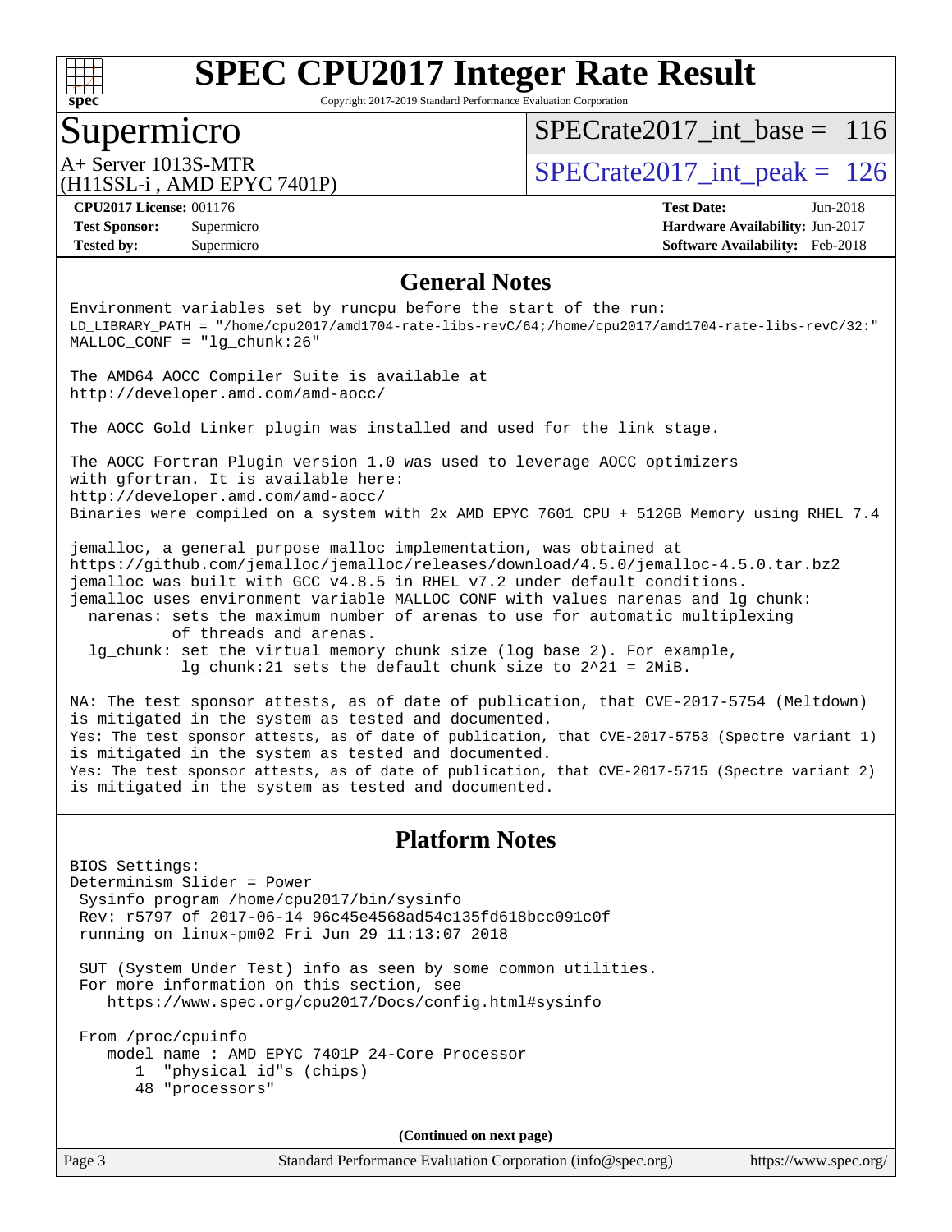# SPEC CPU2017 Integer Rate Result

Copyright 2017-2019 Standard Performance Evaluation Corporation

## Supermicro

A+ Server 1013S-MTR
(H11SSL-i , AMD EPYC 7401P)

SPECrate2017_int_base = 116

SPECrate2017_int_peak = 126

**CPU2017 License:** 001176
**Test Sponsor:** Supermicro
**Tested by:** Supermicro

**Test Date:** Jun-2018
**Hardware Availability:** Jun-2017
**Software Availability:** Feb-2018

## General Notes

```
Environment variables set by runcpu before the start of the run:
LD_LIBRARY_PATH = "/home/cpu2017/amd1704-rate-libs-revC/64;/home/cpu2017/amd1704-rate-libs-revC/32:"
MALLOC_CONF = "lg_chunk:26"

The AMD64 AOCC Compiler Suite is available at
http://developer.amd.com/amd-aocc/

The AOCC Gold Linker plugin was installed and used for the link stage.

The AOCC Fortran Plugin version 1.0 was used to leverage AOCC optimizers
with gfortran. It is available here:
http://developer.amd.com/amd-aocc/
Binaries were compiled on a system with 2x AMD EPYC 7601 CPU + 512GB Memory using RHEL 7.4

jemalloc, a general purpose malloc implementation, was obtained at
https://github.com/jemalloc/jemalloc/releases/download/4.5.0/jemalloc-4.5.0.tar.bz2
jemalloc was built with GCC v4.8.5 in RHEL v7.2 under default conditions.
jemalloc uses environment variable MALLOC_CONF with values narenas and lg_chunk:
  narenas: sets the maximum number of arenas to use for automatic multiplexing
           of threads and arenas.
  lg_chunk: set the virtual memory chunk size (log base 2). For example,
            lg_chunk:21 sets the default chunk size to 2^21 = 2MiB.

NA: The test sponsor attests, as of date of publication, that CVE-2017-5754 (Meltdown)
is mitigated in the system as tested and documented.
Yes: The test sponsor attests, as of date of publication, that CVE-2017-5753 (Spectre variant 1)
is mitigated in the system as tested and documented.
Yes: The test sponsor attests, as of date of publication, that CVE-2017-5715 (Spectre variant 2)
is mitigated in the system as tested and documented.
```

## Platform Notes

```
BIOS Settings:
Determinism Slider = Power
 Sysinfo program /home/cpu2017/bin/sysinfo
 Rev: r5797 of 2017-06-14 96c45e4568ad54c135fd618bcc091c0f
 running on linux-pm02 Fri Jun 29 11:13:07 2018

 SUT (System Under Test) info as seen by some common utilities.
 For more information on this section, see
    https://www.spec.org/cpu2017/Docs/config.html#sysinfo

 From /proc/cpuinfo
    model name : AMD EPYC 7401P 24-Core Processor
       1  "physical id"s (chips)
       48 "processors"
```

**(Continued on next page)**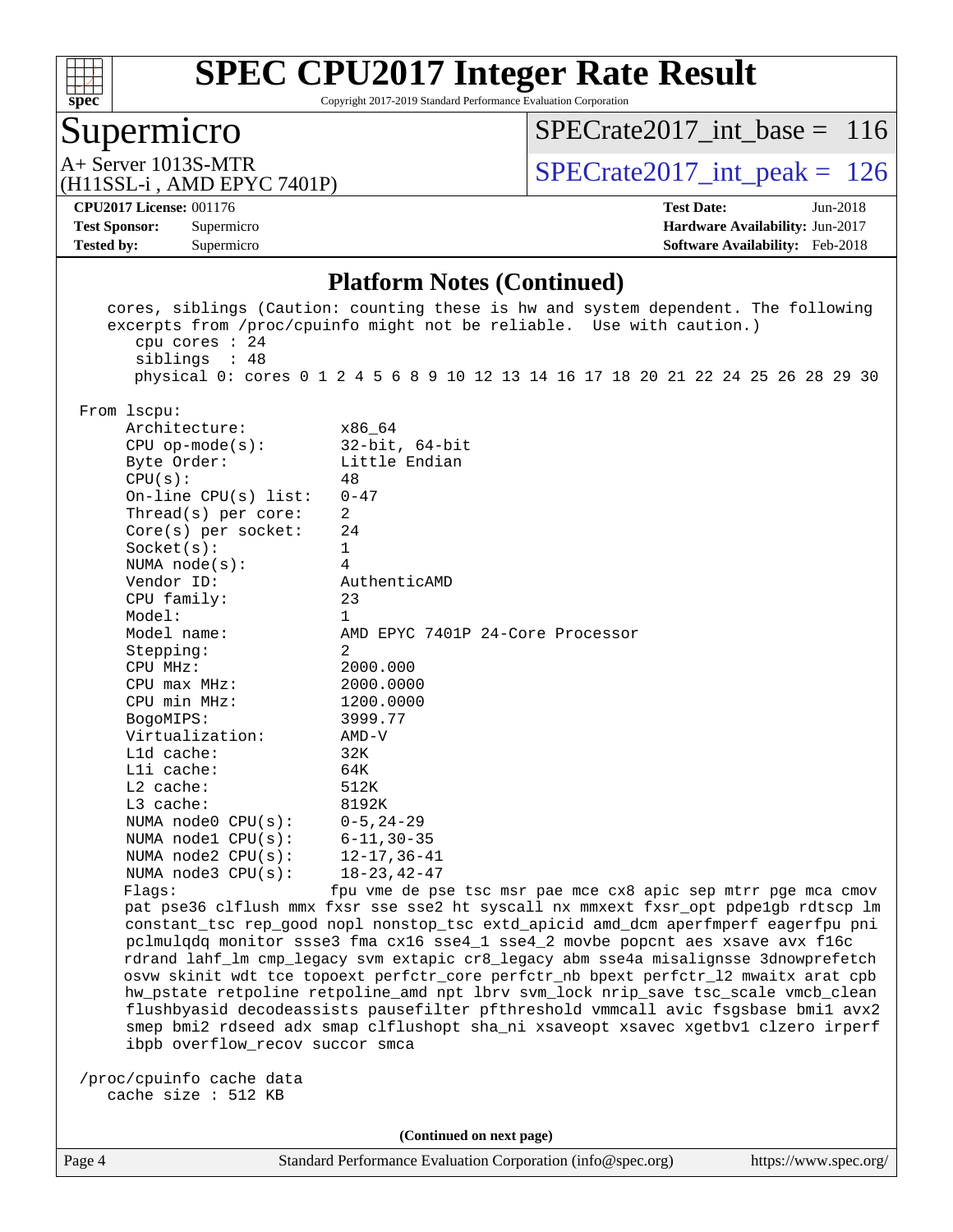## Platform Notes (Continued)

```
    cores, siblings (Caution: counting these is hw and system dependent. The following
    excerpts from /proc/cpuinfo might not be reliable.  Use with caution.)
       cpu cores : 24
       siblings  : 48
       physical 0: cores 0 1 2 4 5 6 8 9 10 12 13 14 16 17 18 20 21 22 24 25 26 28 29 30

 From lscpu:
      Architecture:          x86_64
      CPU op-mode(s):        32-bit, 64-bit
      Byte Order:            Little Endian
      CPU(s):                48
      On-line CPU(s) list:   0-47
      Thread(s) per core:    2
      Core(s) per socket:    24
      Socket(s):             1
      NUMA node(s):          4
      Vendor ID:             AuthenticAMD
      CPU family:            23
      Model:                 1
      Model name:            AMD EPYC 7401P 24-Core Processor
      Stepping:              2
      CPU MHz:               2000.000
      CPU max MHz:           2000.0000
      CPU min MHz:           1200.0000
      BogoMIPS:              3999.77
      Virtualization:        AMD-V
      L1d cache:             32K
      L1i cache:             64K
      L2 cache:              512K
      L3 cache:              8192K
      NUMA node0 CPU(s):     0-5,24-29
      NUMA node1 CPU(s):     6-11,30-35
      NUMA node2 CPU(s):     12-17,36-41
      NUMA node3 CPU(s):     18-23,42-47
      Flags:                 fpu vme de pse tsc msr pae mce cx8 apic sep mtrr pge mca cmov
      pat pse36 clflush mmx fxsr sse sse2 ht syscall nx mmxext fxsr_opt pdpe1gb rdtscp lm
      constant_tsc rep_good nopl nonstop_tsc extd_apicid amd_dcm aperfmperf eagerfpu pni
      pclmulqdq monitor ssse3 fma cx16 sse4_1 sse4_2 movbe popcnt aes xsave avx f16c
      rdrand lahf_lm cmp_legacy svm extapic cr8_legacy abm sse4a misalignsse 3dnowprefetch
      osvw skinit wdt tce topoext perfctr_core perfctr_nb bpext perfctr_l2 mwaitx arat cpb
      hw_pstate retpoline retpoline_amd npt lbrv svm_lock nrip_save tsc_scale vmcb_clean
      flushbyasid decodeassists pausefilter pfthreshold vmmcall avic fsgsbase bmi1 avx2
      smep bmi2 rdseed adx smap clflushopt sha_ni xsaveopt xsavec xgetbv1 clzero irperf
      ibpb overflow_recov succor smca

 /proc/cpuinfo cache data
    cache size : 512 KB
```

(Continued on next page)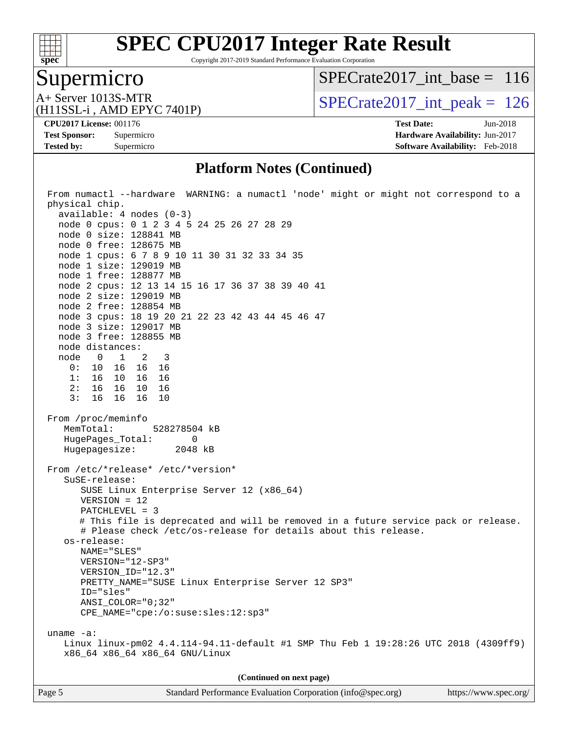## Platform Notes (Continued)

```
From numactl --hardware  WARNING: a numactl 'node' might or might not correspond to a
physical chip.
  available: 4 nodes (0-3)
  node 0 cpus: 0 1 2 3 4 5 24 25 26 27 28 29
  node 0 size: 128841 MB
  node 0 free: 128675 MB
  node 1 cpus: 6 7 8 9 10 11 30 31 32 33 34 35
  node 1 size: 129019 MB
  node 1 free: 128877 MB
  node 2 cpus: 12 13 14 15 16 17 36 37 38 39 40 41
  node 2 size: 129019 MB
  node 2 free: 128854 MB
  node 3 cpus: 18 19 20 21 22 23 42 43 44 45 46 47
  node 3 size: 129017 MB
  node 3 free: 128855 MB
  node distances:
  node   0   1   2   3
    0:  10  16  16  16
    1:  16  10  16  16
    2:  16  16  10  16
    3:  16  16  16  10

From /proc/meminfo
   MemTotal:       528278504 kB
   HugePages_Total:       0
   Hugepagesize:       2048 kB

From /etc/*release* /etc/*version*
   SuSE-release:
      SUSE Linux Enterprise Server 12 (x86_64)
      VERSION = 12
      PATCHLEVEL = 3
      # This file is deprecated and will be removed in a future service pack or release.
      # Please check /etc/os-release for details about this release.
   os-release:
      NAME="SLES"
      VERSION="12-SP3"
      VERSION_ID="12.3"
      PRETTY_NAME="SUSE Linux Enterprise Server 12 SP3"
      ID="sles"
      ANSI_COLOR="0;32"
      CPE_NAME="cpe:/o:suse:sles:12:sp3"

uname -a:
   Linux linux-pm02 4.4.114-94.11-default #1 SMP Thu Feb 1 19:28:26 UTC 2018 (4309ff9)
   x86_64 x86_64 x86_64 GNU/Linux
```

(Continued on next page)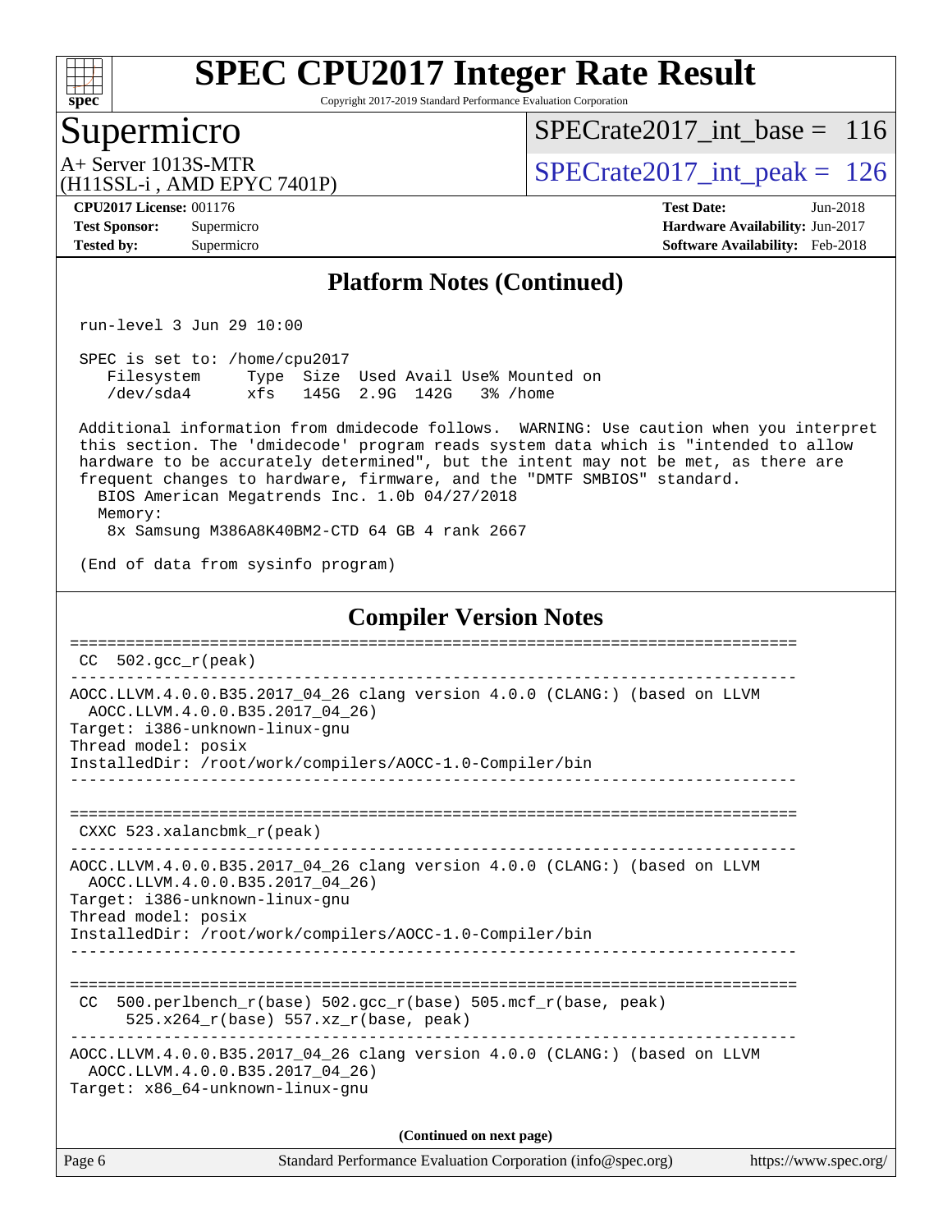## Platform Notes (Continued)

```
 run-level 3 Jun 29 10:00

 SPEC is set to: /home/cpu2017
    Filesystem     Type  Size  Used Avail Use% Mounted on
    /dev/sda4      xfs   145G  2.9G  142G   3% /home

 Additional information from dmidecode follows.  WARNING: Use caution when you interpret
 this section. The 'dmidecode' program reads system data which is "intended to allow
 hardware to be accurately determined", but the intent may not be met, as there are
 frequent changes to hardware, firmware, and the "DMTF SMBIOS" standard.
   BIOS American Megatrends Inc. 1.0b 04/27/2018
   Memory:
    8x Samsung M386A8K40BM2-CTD 64 GB 4 rank 2667

 (End of data from sysinfo program)
```

## Compiler Version Notes

```
==============================================================================
 CC  502.gcc_r(peak)
------------------------------------------------------------------------------
AOCC.LLVM.4.0.0.B35.2017_04_26 clang version 4.0.0 (CLANG:) (based on LLVM
  AOCC.LLVM.4.0.0.B35.2017_04_26)
Target: i386-unknown-linux-gnu
Thread model: posix
InstalledDir: /root/work/compilers/AOCC-1.0-Compiler/bin
------------------------------------------------------------------------------

==============================================================================
 CXXC 523.xalancbmk_r(peak)
------------------------------------------------------------------------------
AOCC.LLVM.4.0.0.B35.2017_04_26 clang version 4.0.0 (CLANG:) (based on LLVM
  AOCC.LLVM.4.0.0.B35.2017_04_26)
Target: i386-unknown-linux-gnu
Thread model: posix
InstalledDir: /root/work/compilers/AOCC-1.0-Compiler/bin
------------------------------------------------------------------------------

==============================================================================
 CC  500.perlbench_r(base) 502.gcc_r(base) 505.mcf_r(base, peak)
      525.x264_r(base) 557.xz_r(base, peak)
------------------------------------------------------------------------------
AOCC.LLVM.4.0.0.B35.2017_04_26 clang version 4.0.0 (CLANG:) (based on LLVM
  AOCC.LLVM.4.0.0.B35.2017_04_26)
Target: x86_64-unknown-linux-gnu
```

(Continued on next page)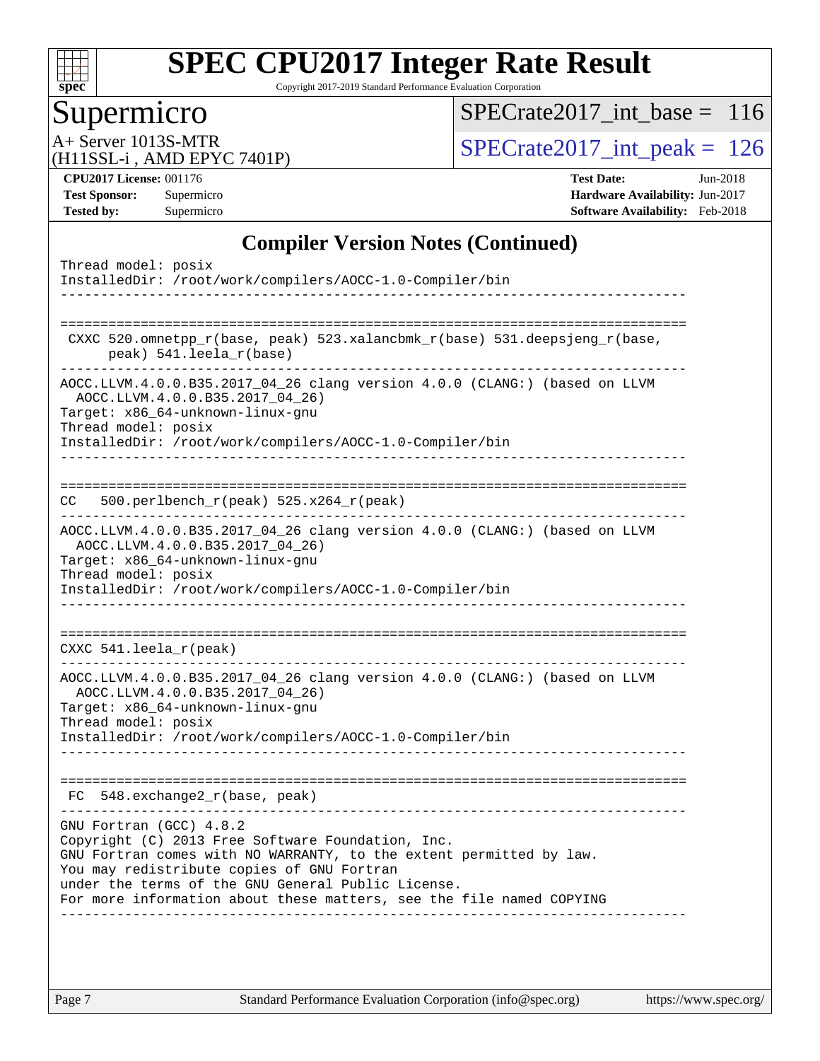## Compiler Version Notes (Continued)

```
Thread model: posix
InstalledDir: /root/work/compilers/AOCC-1.0-Compiler/bin
------------------------------------------------------------------------------

==============================================================================
 CXXC 520.omnetpp_r(base, peak) 523.xalancbmk_r(base) 531.deepsjeng_r(base,
      peak) 541.leela_r(base)
------------------------------------------------------------------------------
AOCC.LLVM.4.0.0.B35.2017_04_26 clang version 4.0.0 (CLANG:) (based on LLVM
  AOCC.LLVM.4.0.0.B35.2017_04_26)
Target: x86_64-unknown-linux-gnu
Thread model: posix
InstalledDir: /root/work/compilers/AOCC-1.0-Compiler/bin
------------------------------------------------------------------------------

==============================================================================
CC   500.perlbench_r(peak) 525.x264_r(peak)
------------------------------------------------------------------------------
AOCC.LLVM.4.0.0.B35.2017_04_26 clang version 4.0.0 (CLANG:) (based on LLVM
  AOCC.LLVM.4.0.0.B35.2017_04_26)
Target: x86_64-unknown-linux-gnu
Thread model: posix
InstalledDir: /root/work/compilers/AOCC-1.0-Compiler/bin
------------------------------------------------------------------------------

==============================================================================
CXXC 541.leela_r(peak)
------------------------------------------------------------------------------
AOCC.LLVM.4.0.0.B35.2017_04_26 clang version 4.0.0 (CLANG:) (based on LLVM
  AOCC.LLVM.4.0.0.B35.2017_04_26)
Target: x86_64-unknown-linux-gnu
Thread model: posix
InstalledDir: /root/work/compilers/AOCC-1.0-Compiler/bin
------------------------------------------------------------------------------

==============================================================================
 FC  548.exchange2_r(base, peak)
------------------------------------------------------------------------------
GNU Fortran (GCC) 4.8.2
Copyright (C) 2013 Free Software Foundation, Inc.
GNU Fortran comes with NO WARRANTY, to the extent permitted by law.
You may redistribute copies of GNU Fortran
under the terms of the GNU General Public License.
For more information about these matters, see the file named COPYING
------------------------------------------------------------------------------
```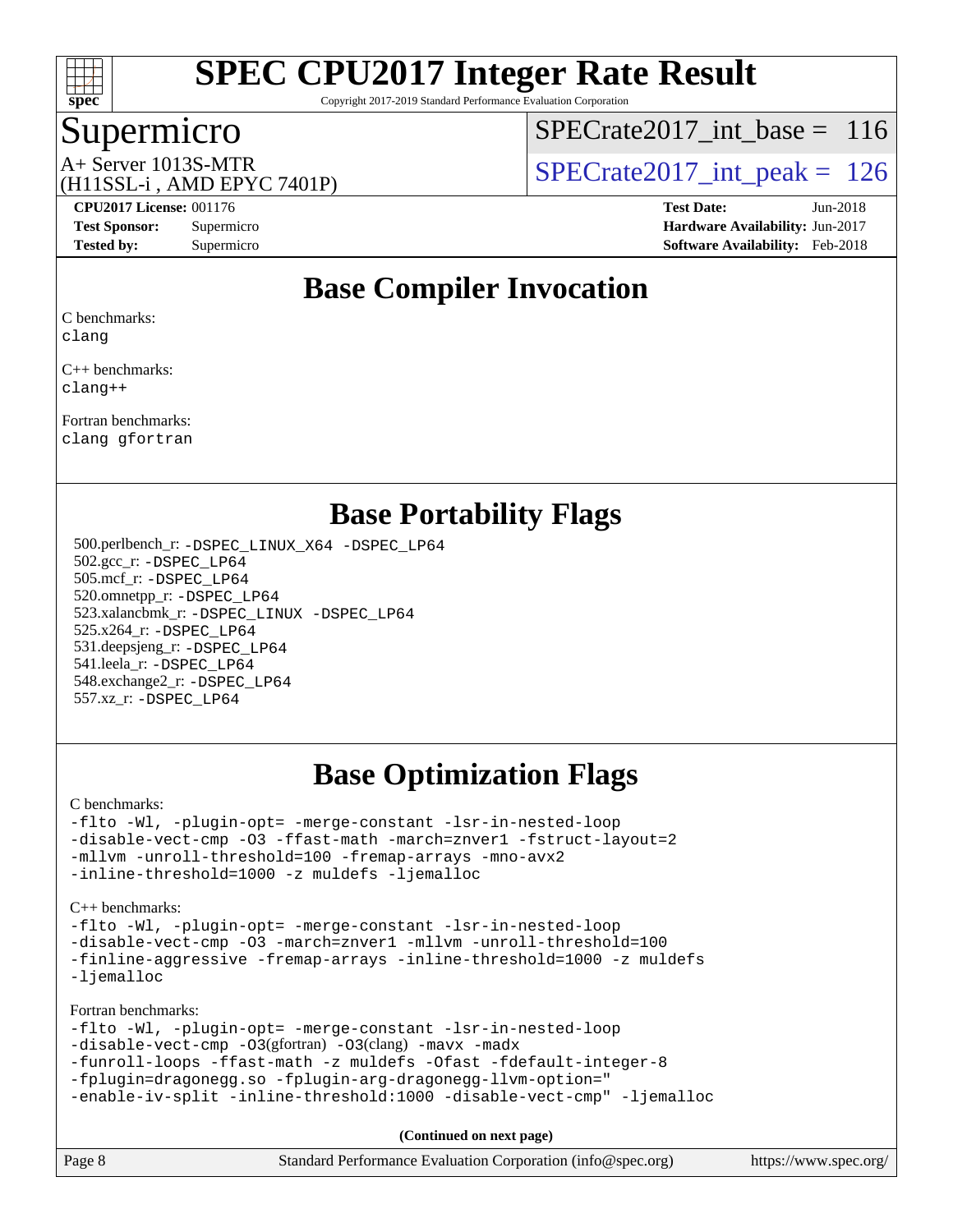# SPEC CPU2017 Integer Rate Result

Copyright 2017-2019 Standard Performance Evaluation Corporation

## Supermicro

A+ Server 1013S-MTR
(H11SSL-i , AMD EPYC 7401P)

SPECrate2017_int_base = 116

SPECrate2017_int_peak = 126

**CPU2017 License:** 001176
**Test Sponsor:** Supermicro
**Tested by:** Supermicro

**Test Date:** Jun-2018
**Hardware Availability:** Jun-2017
**Software Availability:** Feb-2018

## Base Compiler Invocation

C benchmarks:
clang

C++ benchmarks:
clang++

Fortran benchmarks:
clang gfortran

## Base Portability Flags

500.perlbench_r: -DSPEC_LINUX_X64 -DSPEC_LP64
502.gcc_r: -DSPEC_LP64
505.mcf_r: -DSPEC_LP64
520.omnetpp_r: -DSPEC_LP64
523.xalancbmk_r: -DSPEC_LINUX -DSPEC_LP64
525.x264_r: -DSPEC_LP64
531.deepsjeng_r: -DSPEC_LP64
541.leela_r: -DSPEC_LP64
548.exchange2_r: -DSPEC_LP64
557.xz_r: -DSPEC_LP64

## Base Optimization Flags

C benchmarks:

```
-flto -Wl, -plugin-opt= -merge-constant -lsr-in-nested-loop
-disable-vect-cmp -O3 -ffast-math -march=znver1 -fstruct-layout=2
-mllvm -unroll-threshold=100 -fremap-arrays -mno-avx2
-inline-threshold=1000 -z muldefs -ljemalloc
```

C++ benchmarks:

```
-flto -Wl, -plugin-opt= -merge-constant -lsr-in-nested-loop
-disable-vect-cmp -O3 -march=znver1 -mllvm -unroll-threshold=100
-finline-aggressive -fremap-arrays -inline-threshold=1000 -z muldefs
-ljemalloc
```

Fortran benchmarks:

```
-flto -Wl, -plugin-opt= -merge-constant -lsr-in-nested-loop
-disable-vect-cmp -O3(gfortran) -O3(clang) -mavx -madx
-funroll-loops -ffast-math -z muldefs -Ofast -fdefault-integer-8
-fplugin=dragonegg.so -fplugin-arg-dragonegg-llvm-option="
-enable-iv-split -inline-threshold:1000 -disable-vect-cmp" -ljemalloc
```

**(Continued on next page)**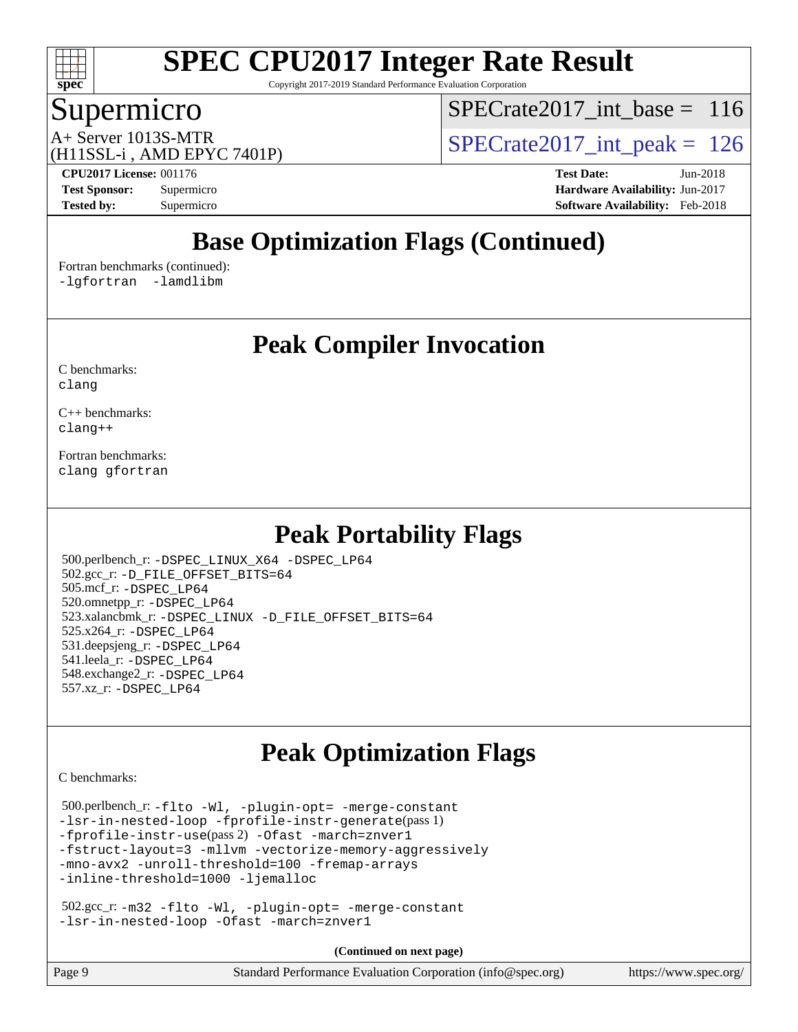# Base Optimization Flags (Continued)

Fortran benchmarks (continued):
-lgfortran -lamdlibm

# Peak Compiler Invocation

C benchmarks:
clang

C++ benchmarks:
clang++

Fortran benchmarks:
clang gfortran

# Peak Portability Flags

500.perlbench_r: -DSPEC_LINUX_X64 -DSPEC_LP64
502.gcc_r: -D_FILE_OFFSET_BITS=64
505.mcf_r: -DSPEC_LP64
520.omnetpp_r: -DSPEC_LP64
523.xalancbmk_r: -DSPEC_LINUX -D_FILE_OFFSET_BITS=64
525.x264_r: -DSPEC_LP64
531.deepsjeng_r: -DSPEC_LP64
541.leela_r: -DSPEC_LP64
548.exchange2_r: -DSPEC_LP64
557.xz_r: -DSPEC_LP64

# Peak Optimization Flags

C benchmarks:

500.perlbench_r: -flto -Wl, -plugin-opt= -merge-constant -lsr-in-nested-loop -fprofile-instr-generate(pass 1) -fprofile-instr-use(pass 2) -Ofast -march=znver1 -fstruct-layout=3 -mllvm -vectorize-memory-aggressively -mno-avx2 -unroll-threshold=100 -fremap-arrays -inline-threshold=1000 -ljemalloc

502.gcc_r: -m32 -flto -Wl, -plugin-opt= -merge-constant -lsr-in-nested-loop -Ofast -march=znver1

**(Continued on next page)**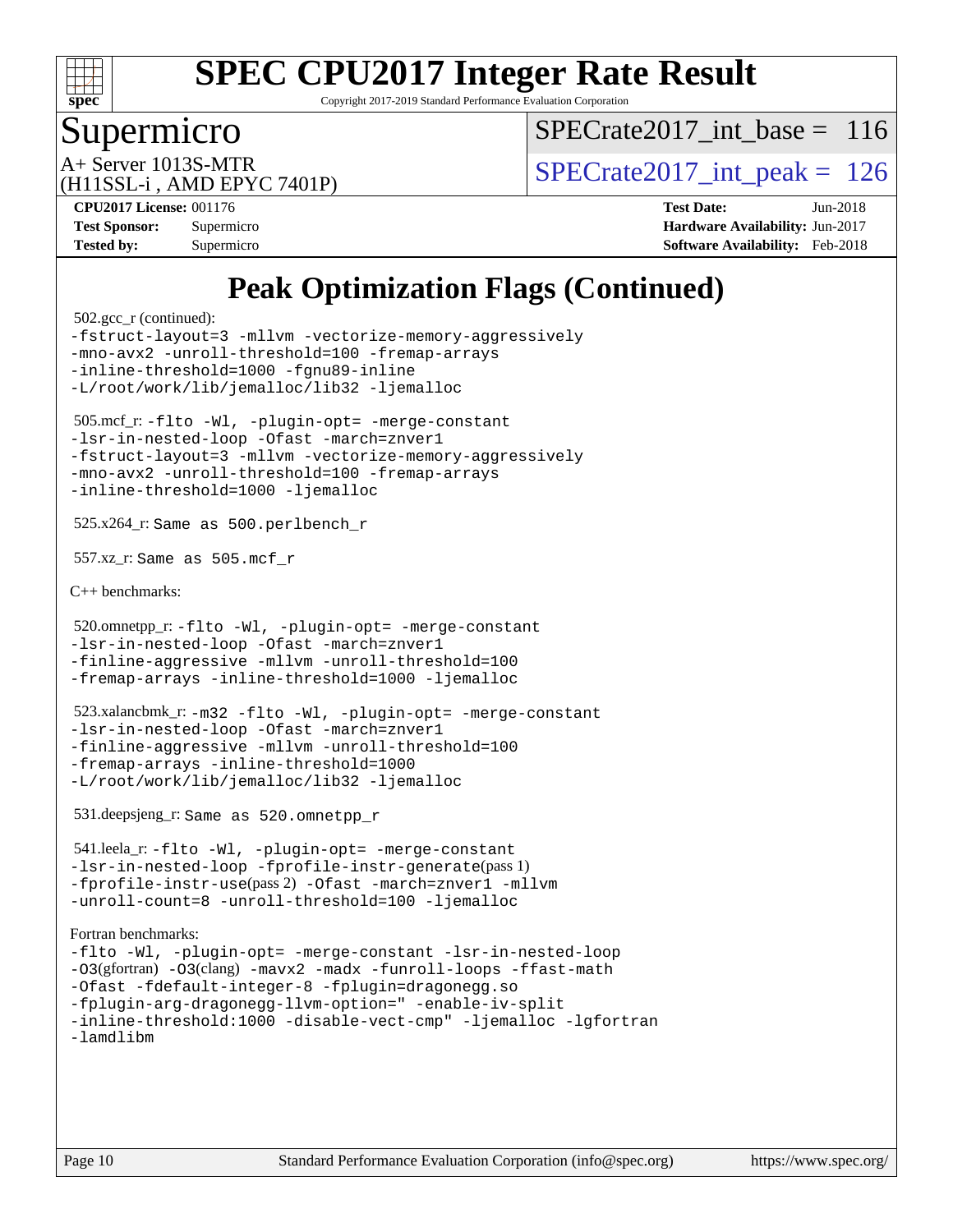# SPEC CPU2017 Integer Rate Result

Copyright 2017-2019 Standard Performance Evaluation Corporation

## Supermicro

A+ Server 1013S-MTR
(H11SSL-i , AMD EPYC 7401P)

SPECrate2017_int_base = 116

SPECrate2017_int_peak = 126

**CPU2017 License:** 001176
**Test Sponsor:** Supermicro
**Tested by:** Supermicro

**Test Date:** Jun-2018
**Hardware Availability:** Jun-2017
**Software Availability:** Feb-2018

# Peak Optimization Flags (Continued)

502.gcc_r (continued):
```
-fstruct-layout=3 -mllvm -vectorize-memory-aggressively
-mno-avx2 -unroll-threshold=100 -fremap-arrays
-inline-threshold=1000 -fgnu89-inline
-L/root/work/lib/jemalloc/lib32 -ljemalloc
```

505.mcf_r:
```
-flto -Wl, -plugin-opt= -merge-constant
-lsr-in-nested-loop -Ofast -march=znver1
-fstruct-layout=3 -mllvm -vectorize-memory-aggressively
-mno-avx2 -unroll-threshold=100 -fremap-arrays
-inline-threshold=1000 -ljemalloc
```

525.x264_r: Same as 500.perlbench_r

557.xz_r: Same as 505.mcf_r

C++ benchmarks:

520.omnetpp_r:
```
-flto -Wl, -plugin-opt= -merge-constant
-lsr-in-nested-loop -Ofast -march=znver1
-finline-aggressive -mllvm -unroll-threshold=100
-fremap-arrays -inline-threshold=1000 -ljemalloc
```

523.xalancbmk_r:
```
-m32 -flto -Wl, -plugin-opt= -merge-constant
-lsr-in-nested-loop -Ofast -march=znver1
-finline-aggressive -mllvm -unroll-threshold=100
-fremap-arrays -inline-threshold=1000
-L/root/work/lib/jemalloc/lib32 -ljemalloc
```

531.deepsjeng_r: Same as 520.omnetpp_r

541.leela_r:
```
-flto -Wl, -plugin-opt= -merge-constant
-lsr-in-nested-loop -fprofile-instr-generate(pass 1)
-fprofile-instr-use(pass 2) -Ofast -march=znver1 -mllvm
-unroll-count=8 -unroll-threshold=100 -ljemalloc
```

Fortran benchmarks:
```
-flto -Wl, -plugin-opt= -merge-constant -lsr-in-nested-loop
-O3(gfortran) -O3(clang) -mavx2 -madx -funroll-loops -ffast-math
-Ofast -fdefault-integer-8 -fplugin=dragonegg.so
-fplugin-arg-dragonegg-llvm-option=" -enable-iv-split
-inline-threshold:1000 -disable-vect-cmp" -ljemalloc -lgfortran
-lamdlibm
```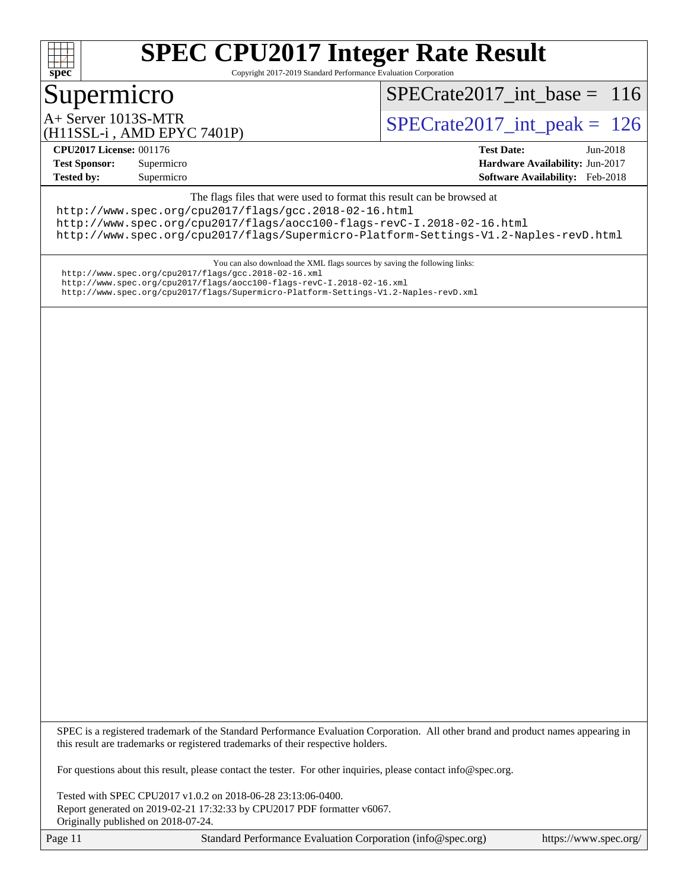# SPEC CPU2017 Integer Rate Result

Copyright 2017-2019 Standard Performance Evaluation Corporation

## Supermicro

A+ Server 1013S-MTR
(H11SSL-i , AMD EPYC 7401P)

SPECrate2017_int_base = 116

SPECrate2017_int_peak = 126

**CPU2017 License:** 001176
**Test Sponsor:** Supermicro
**Tested by:** Supermicro

**Test Date:** Jun-2018
**Hardware Availability:** Jun-2017
**Software Availability:** Feb-2018

The flags files that were used to format this result can be browsed at

http://www.spec.org/cpu2017/flags/gcc.2018-02-16.html
http://www.spec.org/cpu2017/flags/aocc100-flags-revC-I.2018-02-16.html
http://www.spec.org/cpu2017/flags/Supermicro-Platform-Settings-V1.2-Naples-revD.html

You can also download the XML flags sources by saving the following links:

http://www.spec.org/cpu2017/flags/gcc.2018-02-16.xml
http://www.spec.org/cpu2017/flags/aocc100-flags-revC-I.2018-02-16.xml
http://www.spec.org/cpu2017/flags/Supermicro-Platform-Settings-V1.2-Naples-revD.xml

SPEC is a registered trademark of the Standard Performance Evaluation Corporation. All other brand and product names appearing in this result are trademarks or registered trademarks of their respective holders.

For questions about this result, please contact the tester. For other inquiries, please contact info@spec.org.

Tested with SPEC CPU2017 v1.0.2 on 2018-06-28 23:13:06-0400.
Report generated on 2019-02-21 17:32:33 by CPU2017 PDF formatter v6067.
Originally published on 2018-07-24.